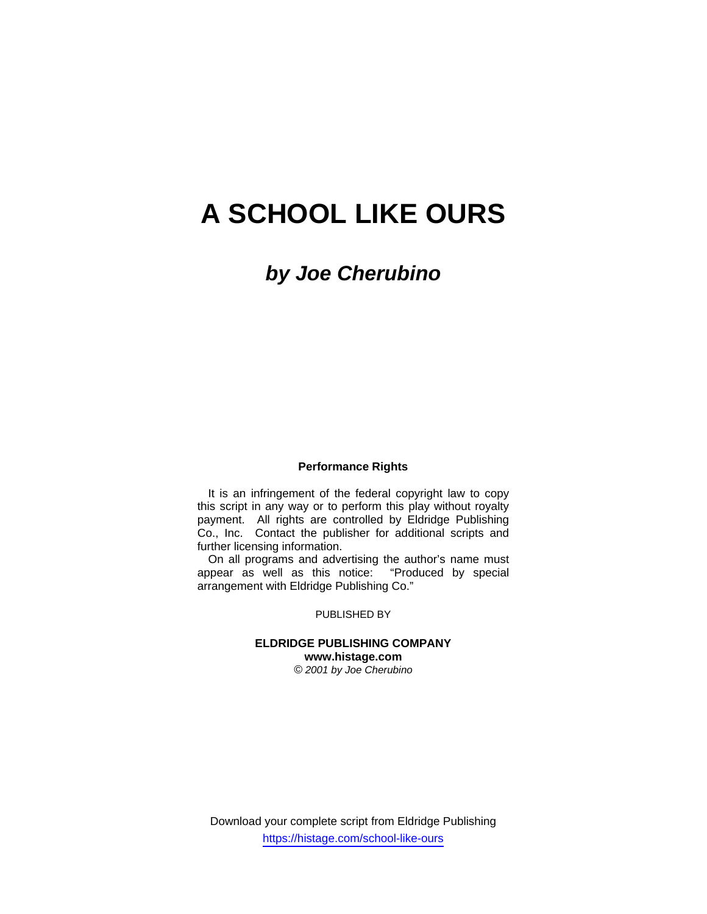# A SCHOOL LIKE OURS

## *by Joe Cherubino*

**Performance Rights**

It is an infringement of the federal copyright law to copy this script in any way or to perform this play without royalty payment. All rights are controlled by Eldridge Publishing Co., Inc. Contact the publisher for additional scripts and further licensing information.

On all programs and advertising the author's name must appear as well as this notice: "Produced by special arrangement with Eldridge Publishing Co."

PUBLISHED BY

**ELDRIDGE PUBLISHING COMPANY**
**www.histage.com**
*© 2001 by Joe Cherubino*

Download your complete script from Eldridge Publishing
https://histage.com/school-like-ours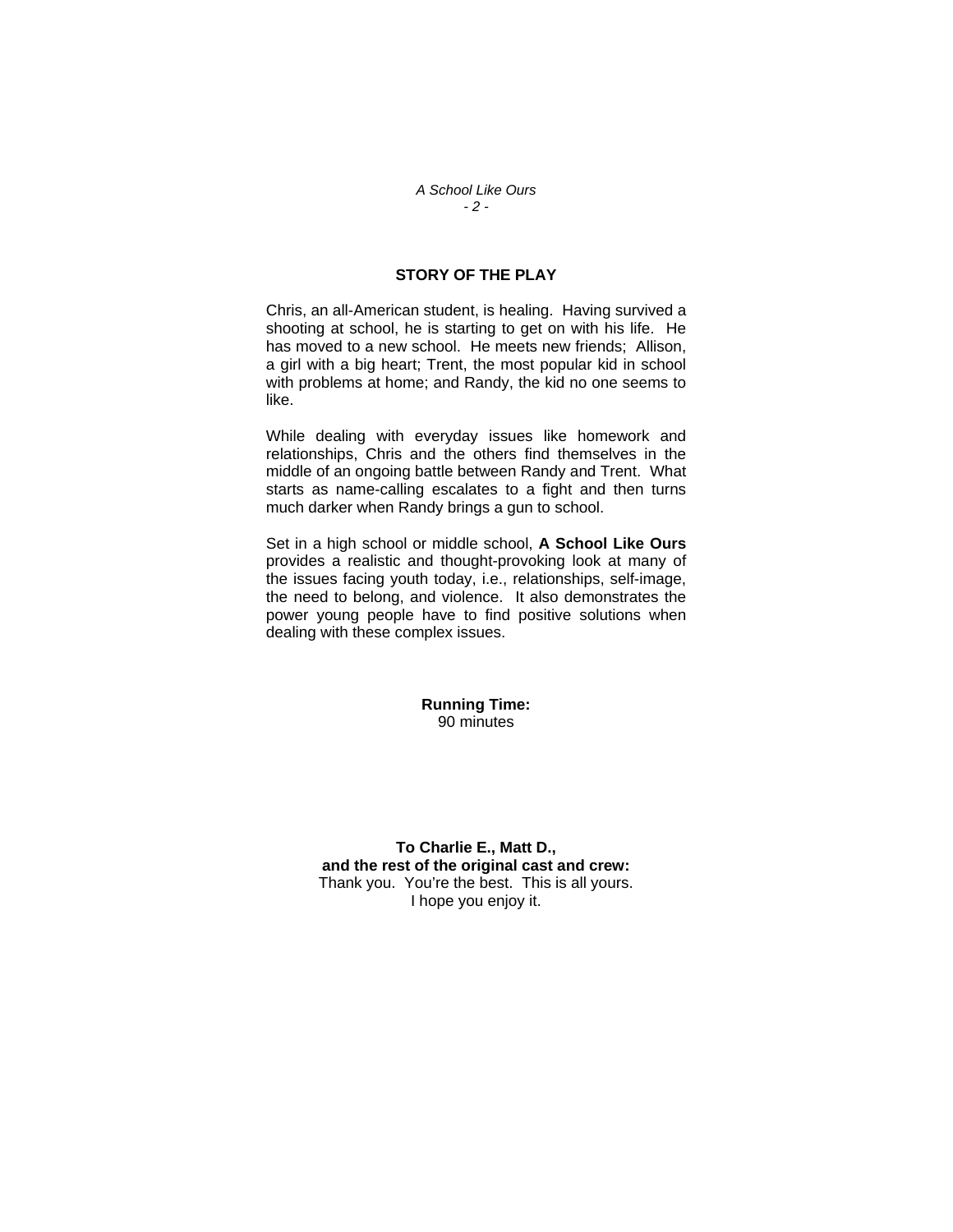## STORY OF THE PLAY

Chris, an all-American student, is healing. Having survived a shooting at school, he is starting to get on with his life. He has moved to a new school. He meets new friends; Allison, a girl with a big heart; Trent, the most popular kid in school with problems at home; and Randy, the kid no one seems to like.

While dealing with everyday issues like homework and relationships, Chris and the others find themselves in the middle of an ongoing battle between Randy and Trent. What starts as name-calling escalates to a fight and then turns much darker when Randy brings a gun to school.

Set in a high school or middle school, **A School Like Ours** provides a realistic and thought-provoking look at many of the issues facing youth today, i.e., relationships, self-image, the need to belong, and violence. It also demonstrates the power young people have to find positive solutions when dealing with these complex issues.

**Running Time:**
90 minutes

**To Charlie E., Matt D.,**
**and the rest of the original cast and crew:**
Thank you. You're the best. This is all yours.
I hope you enjoy it.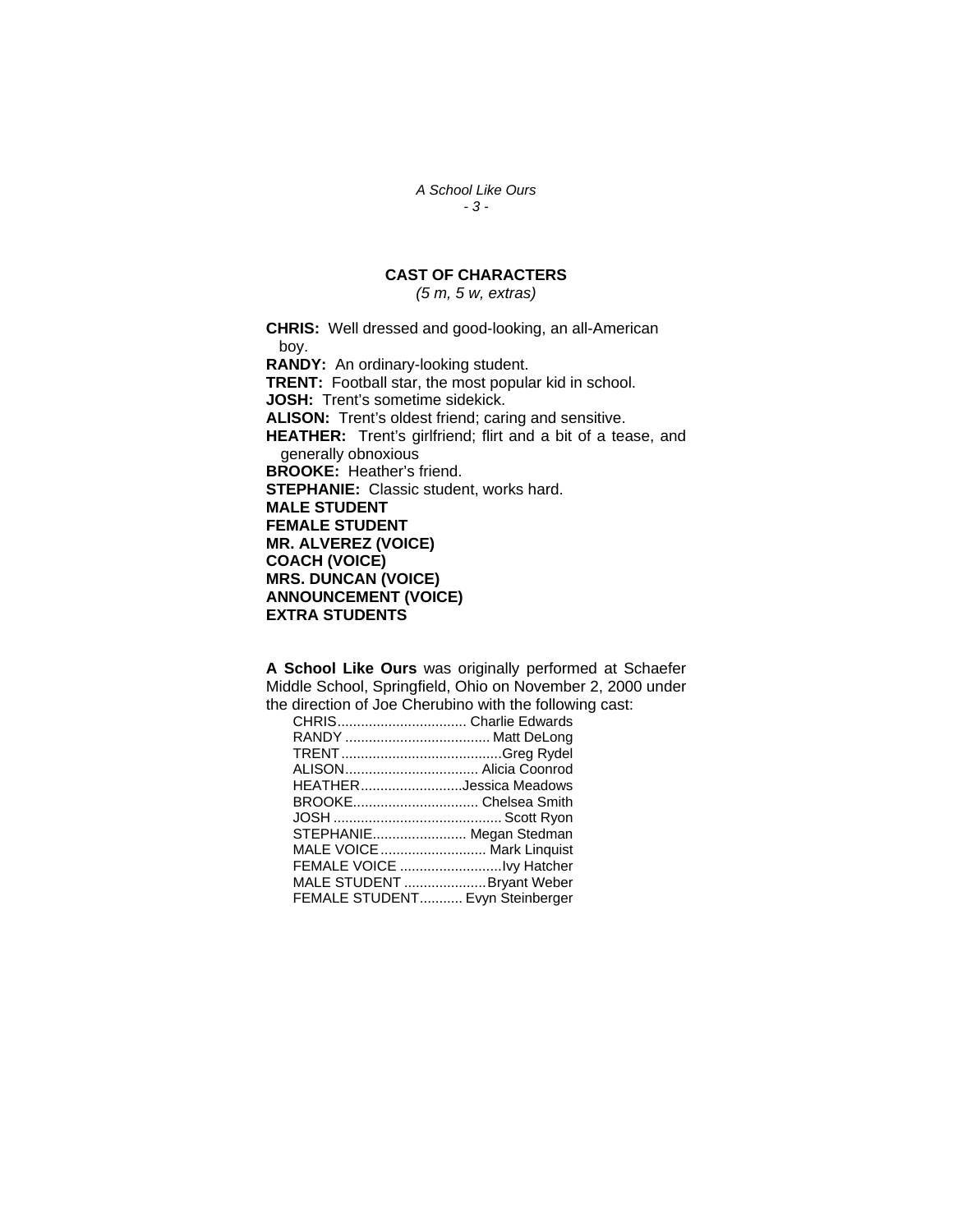## CAST OF CHARACTERS

*(5 m, 5 w, extras)*

**CHRIS:** Well dressed and good-looking, an all-American boy.
**RANDY:** An ordinary-looking student.
**TRENT:** Football star, the most popular kid in school.
**JOSH:** Trent's sometime sidekick.
**ALISON:** Trent's oldest friend; caring and sensitive.
**HEATHER:** Trent's girlfriend; flirt and a bit of a tease, and generally obnoxious
**BROOKE:** Heather's friend.
**STEPHANIE:** Classic student, works hard.
**MALE STUDENT**
**FEMALE STUDENT**
**MR. ALVEREZ (VOICE)**
**COACH (VOICE)**
**MRS. DUNCAN (VOICE)**
**ANNOUNCEMENT (VOICE)**
**EXTRA STUDENTS**

**A School Like Ours** was originally performed at Schaefer Middle School, Springfield, Ohio on November 2, 2000 under the direction of Joe Cherubino with the following cast:

CHRIS................................. Charlie Edwards
RANDY .................................... Matt DeLong
TRENT .........................................Greg Rydel
ALISON................................. Alicia Coonrod
HEATHER..........................Jessica Meadows
BROOKE................................ Chelsea Smith
JOSH .......................................... Scott Ryon
STEPHANIE........................ Megan Stedman
MALE VOICE........................... Mark Linquist
FEMALE VOICE ..........................Ivy Hatcher
MALE STUDENT .....................Bryant Weber
FEMALE STUDENT........... Evyn Steinberger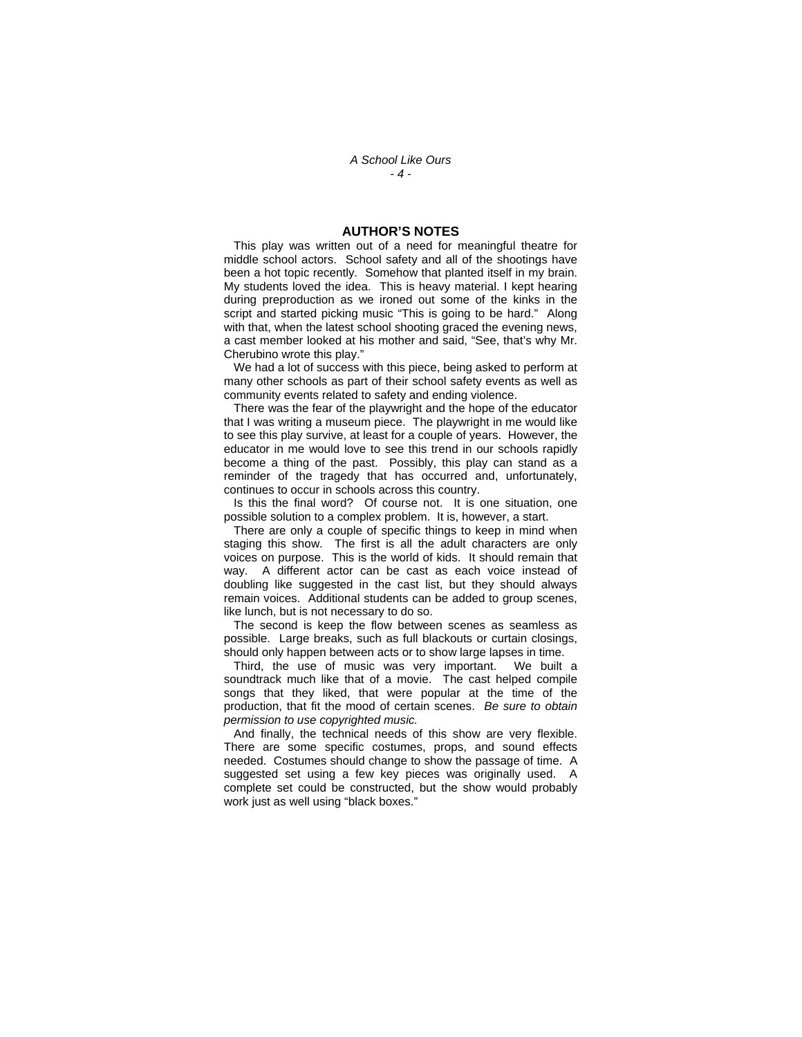## AUTHOR'S NOTES

This play was written out of a need for meaningful theatre for middle school actors. School safety and all of the shootings have been a hot topic recently. Somehow that planted itself in my brain. My students loved the idea. This is heavy material. I kept hearing during preproduction as we ironed out some of the kinks in the script and started picking music "This is going to be hard." Along with that, when the latest school shooting graced the evening news, a cast member looked at his mother and said, "See, that's why Mr. Cherubino wrote this play."

We had a lot of success with this piece, being asked to perform at many other schools as part of their school safety events as well as community events related to safety and ending violence.

There was the fear of the playwright and the hope of the educator that I was writing a museum piece. The playwright in me would like to see this play survive, at least for a couple of years. However, the educator in me would love to see this trend in our schools rapidly become a thing of the past. Possibly, this play can stand as a reminder of the tragedy that has occurred and, unfortunately, continues to occur in schools across this country.

Is this the final word? Of course not. It is one situation, one possible solution to a complex problem. It is, however, a start.

There are only a couple of specific things to keep in mind when staging this show. The first is all the adult characters are only voices on purpose. This is the world of kids. It should remain that way. A different actor can be cast as each voice instead of doubling like suggested in the cast list, but they should always remain voices. Additional students can be added to group scenes, like lunch, but is not necessary to do so.

The second is keep the flow between scenes as seamless as possible. Large breaks, such as full blackouts or curtain closings, should only happen between acts or to show large lapses in time.

Third, the use of music was very important. We built a soundtrack much like that of a movie. The cast helped compile songs that they liked, that were popular at the time of the production, that fit the mood of certain scenes. *Be sure to obtain permission to use copyrighted music.*

And finally, the technical needs of this show are very flexible. There are some specific costumes, props, and sound effects needed. Costumes should change to show the passage of time. A suggested set using a few key pieces was originally used. A complete set could be constructed, but the show would probably work just as well using "black boxes."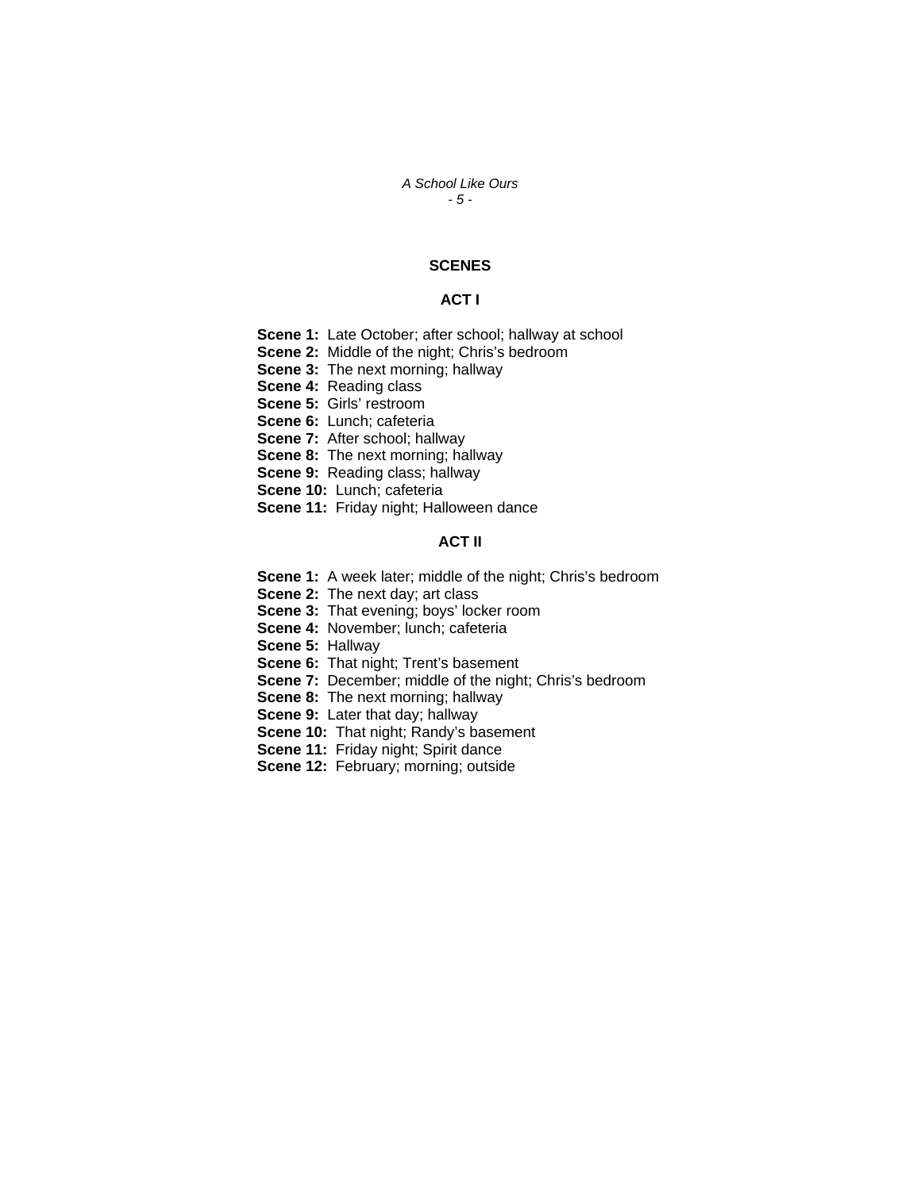## SCENES

### ACT I

**Scene 1:** Late October; after school; hallway at school
**Scene 2:** Middle of the night; Chris's bedroom
**Scene 3:** The next morning; hallway
**Scene 4:** Reading class
**Scene 5:** Girls' restroom
**Scene 6:** Lunch; cafeteria
**Scene 7:** After school; hallway
**Scene 8:** The next morning; hallway
**Scene 9:** Reading class; hallway
**Scene 10:** Lunch; cafeteria
**Scene 11:** Friday night; Halloween dance

### ACT II

**Scene 1:** A week later; middle of the night; Chris's bedroom
**Scene 2:** The next day; art class
**Scene 3:** That evening; boys' locker room
**Scene 4:** November; lunch; cafeteria
**Scene 5:** Hallway
**Scene 6:** That night; Trent's basement
**Scene 7:** December; middle of the night; Chris's bedroom
**Scene 8:** The next morning; hallway
**Scene 9:** Later that day; hallway
**Scene 10:** That night; Randy's basement
**Scene 11:** Friday night; Spirit dance
**Scene 12:** February; morning; outside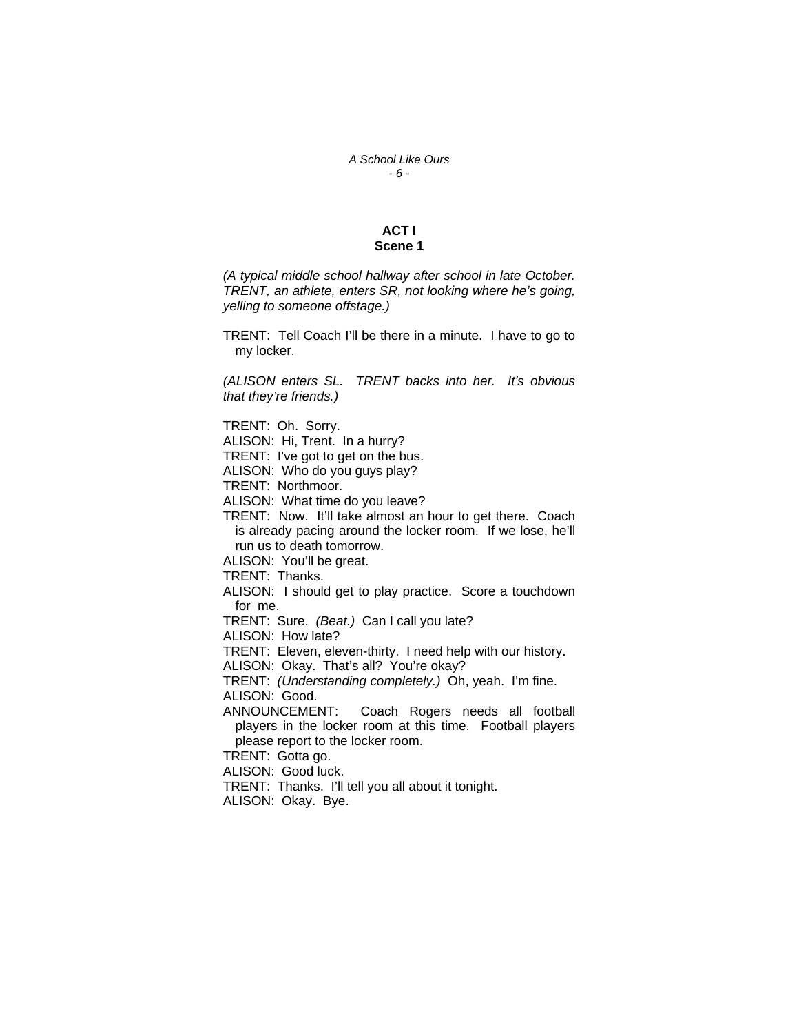## ACT I
### Scene 1

*(A typical middle school hallway after school in late October. TRENT, an athlete, enters SR, not looking where he's going, yelling to someone offstage.)*

TRENT: Tell Coach I'll be there in a minute. I have to go to my locker.

*(ALISON enters SL. TRENT backs into her. It's obvious that they're friends.)*

TRENT: Oh. Sorry.
ALISON: Hi, Trent. In a hurry?
TRENT: I've got to get on the bus.
ALISON: Who do you guys play?
TRENT: Northmoor.
ALISON: What time do you leave?
TRENT: Now. It'll take almost an hour to get there. Coach is already pacing around the locker room. If we lose, he'll run us to death tomorrow.
ALISON: You'll be great.
TRENT: Thanks.
ALISON: I should get to play practice. Score a touchdown for me.
TRENT: Sure. *(Beat.)* Can I call you late?
ALISON: How late?
TRENT: Eleven, eleven-thirty. I need help with our history.
ALISON: Okay. That's all? You're okay?
TRENT: *(Understanding completely.)* Oh, yeah. I'm fine.
ALISON: Good.
ANNOUNCEMENT: Coach Rogers needs all football players in the locker room at this time. Football players please report to the locker room.
TRENT: Gotta go.
ALISON: Good luck.
TRENT: Thanks. I'll tell you all about it tonight.
ALISON: Okay. Bye.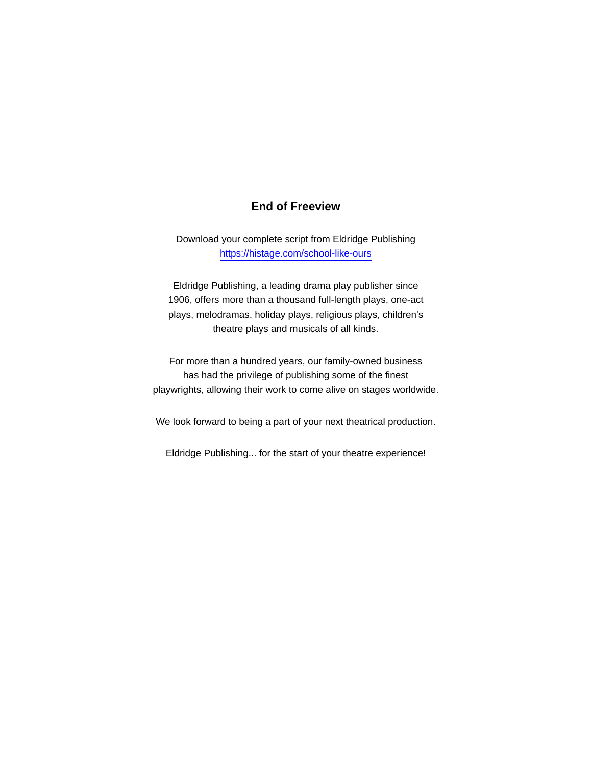## End of Freeview

Download your complete script from Eldridge Publishing
[https://histage.com/school-like-ours](https://histage.com/school-like-ours)

Eldridge Publishing, a leading drama play publisher since 1906, offers more than a thousand full-length plays, one-act plays, melodramas, holiday plays, religious plays, children's theatre plays and musicals of all kinds.

For more than a hundred years, our family-owned business has had the privilege of publishing some of the finest playwrights, allowing their work to come alive on stages worldwide.

We look forward to being a part of your next theatrical production.

Eldridge Publishing... for the start of your theatre experience!